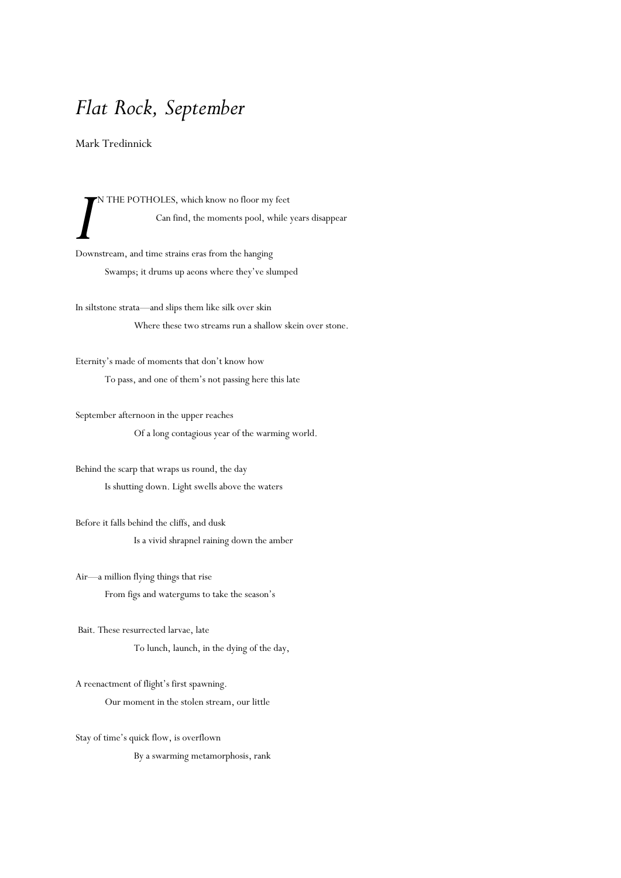# *Flat Rock, September*

Mark Tredinnick

IN THE POTHOLES, which know no floor my feet
Can find, the moments pool, while years disappear

Downstream, and time strains eras from the hanging
Swamps; it drums up aeons where they've slumped

In siltstone strata—and slips them like silk over skin
Where these two streams run a shallow skein over stone.

Eternity's made of moments that don't know how
To pass, and one of them's not passing here this late

September afternoon in the upper reaches
Of a long contagious year of the warming world.

Behind the scarp that wraps us round, the day
Is shutting down. Light swells above the waters

Before it falls behind the cliffs, and dusk
Is a vivid shrapnel raining down the amber

Air—a million flying things that rise
From figs and watergums to take the season's

Bait. These resurrected larvae, late
To lunch, launch, in the dying of the day,

A reenactment of flight's first spawning.
Our moment in the stolen stream, our little

Stay of time's quick flow, is overflown
By a swarming metamorphosis, rank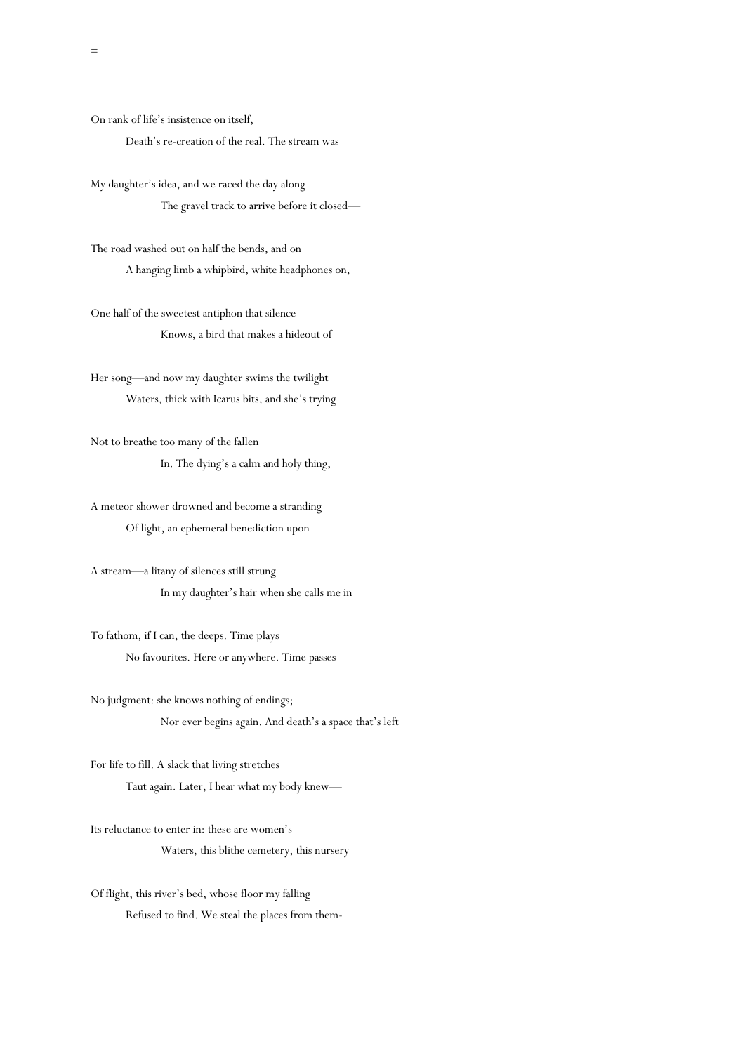=

On rank of life's insistence on itself,
        Death's re-creation of the real. The stream was

My daughter's idea, and we raced the day along
                The gravel track to arrive before it closed—

The road washed out on half the bends, and on
        A hanging limb a whipbird, white headphones on,

One half of the sweetest antiphon that silence
                Knows, a bird that makes a hideout of

Her song—and now my daughter swims the twilight
        Waters, thick with Icarus bits, and she's trying

Not to breathe too many of the fallen
                In. The dying's a calm and holy thing,

A meteor shower drowned and become a stranding
        Of light, an ephemeral benediction upon

A stream—a litany of silences still strung
                In my daughter's hair when she calls me in

To fathom, if I can, the deeps. Time plays
        No favourites. Here or anywhere. Time passes

No judgment: she knows nothing of endings;
                Nor ever begins again. And death's a space that's left

For life to fill. A slack that living stretches
        Taut again. Later, I hear what my body knew—

Its reluctance to enter in: these are women's
                Waters, this blithe cemetery, this nursery

Of flight, this river's bed, whose floor my falling
        Refused to find. We steal the places from them-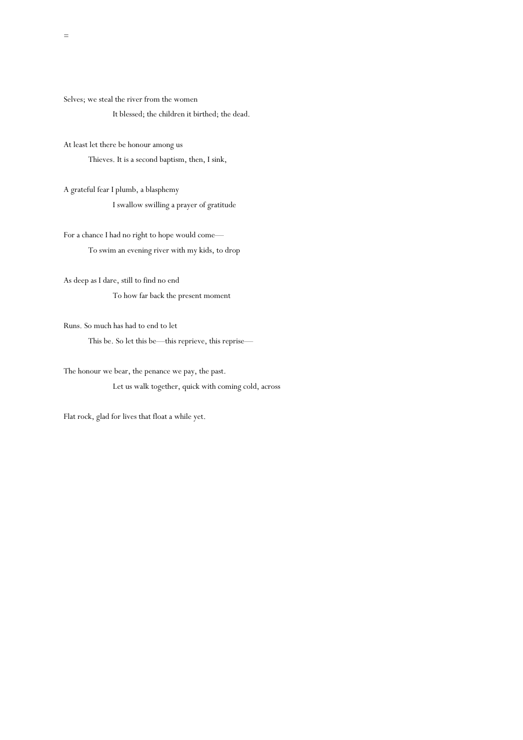=

Selves; we steal the river from the women

    It blessed; the children it birthed; the dead.

At least let there be honour among us

  Thieves. It is a second baptism, then, I sink,

A grateful fear I plumb, a blasphemy

    I swallow swilling a prayer of gratitude

For a chance I had no right to hope would come—

  To swim an evening river with my kids, to drop

As deep as I dare, still to find no end

    To how far back the present moment

Runs. So much has had to end to let

  This be. So let this be—this reprieve, this reprise—

The honour we bear, the penance we pay, the past.

    Let us walk together, quick with coming cold, across

Flat rock, glad for lives that float a while yet.